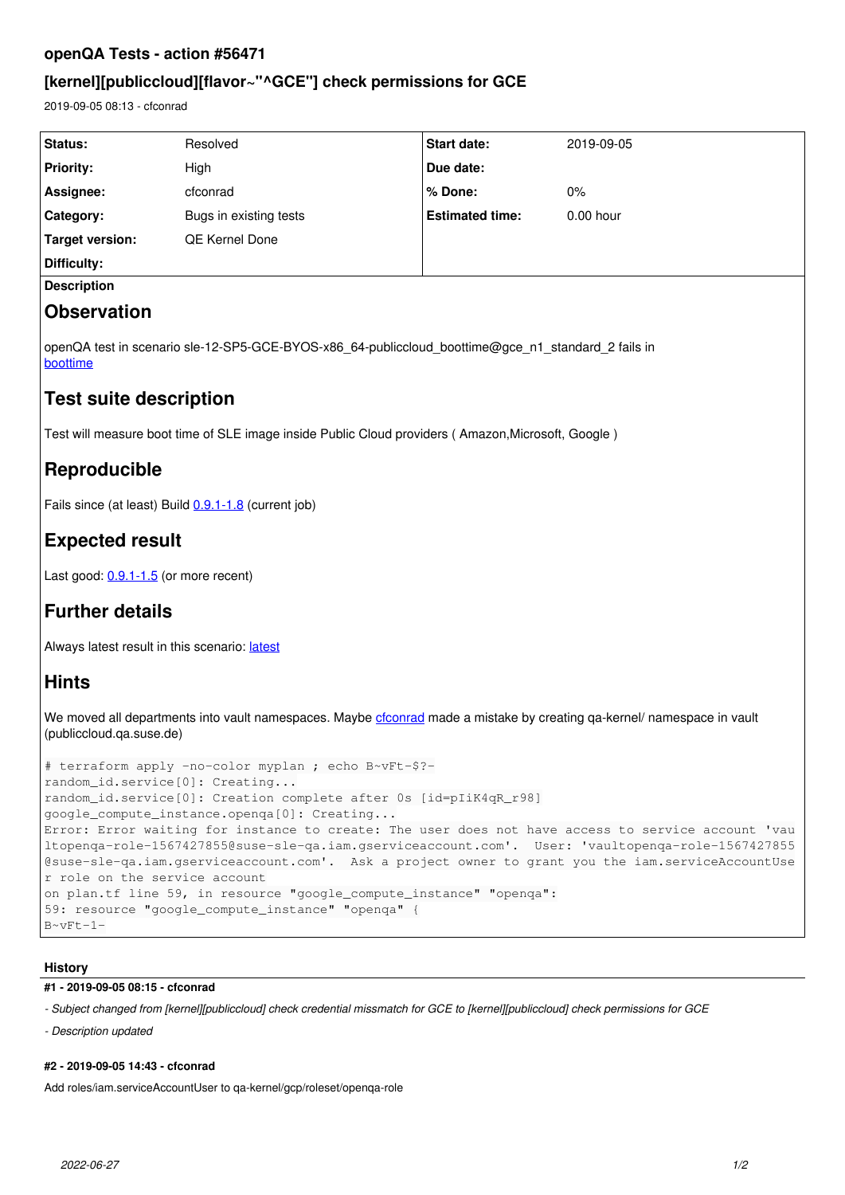# openQA Tests - action #56471

## [kernel][publiccloud][flavor~"^GCE"] check permissions for GCE

2019-09-05 08:13 - cfconrad

| | | | |
|---|---|---|---|
| **Status:** | Resolved | **Start date:** | 2019-09-05 |
| **Priority:** | High | **Due date:** | |
| **Assignee:** | cfconrad | **% Done:** | 0% |
| **Category:** | Bugs in existing tests | **Estimated time:** | 0.00 hour |
| **Target version:** | QE Kernel Done | | |
| **Difficulty:** | | | |

**Description**

## Observation

openQA test in scenario sle-12-SP5-GCE-BYOS-x86_64-publiccloud_boottime@gce_n1_standard_2 fails in boottime

## Test suite description

Test will measure boot time of SLE image inside Public Cloud providers ( Amazon,Microsoft, Google )

## Reproducible

Fails since (at least) Build 0.9.1-1.8 (current job)

## Expected result

Last good: 0.9.1-1.5 (or more recent)

## Further details

Always latest result in this scenario: latest

## Hints

We moved all departments into vault namespaces. Maybe cfconrad made a mistake by creating qa-kernel/ namespace in vault (publiccloud.qa.suse.de)

```
# terraform apply -no-color myplan ; echo B~vFt-$?-
random_id.service[0]: Creating...
random_id.service[0]: Creation complete after 0s [id=pIiK4qR_r98]
google_compute_instance.openqa[0]: Creating...
Error: Error waiting for instance to create: The user does not have access to service account 'vaultopenqa-role-1567427855@suse-sle-qa.iam.gserviceaccount.com'.  User: 'vaultopenqa-role-1567427855@suse-sle-qa.iam.gserviceaccount.com'.  Ask a project owner to grant you the iam.serviceAccountUser role on the service account
on plan.tf line 59, in resource "google_compute_instance" "openqa":
59: resource "google_compute_instance" "openqa" {
B~vFt-1-
```

### History

#### #1 - 2019-09-05 08:15 - cfconrad

*- Subject changed from [kernel][publiccloud] check credential missmatch for GCE to [kernel][publiccloud] check permissions for GCE*

*- Description updated*

#### #2 - 2019-09-05 14:43 - cfconrad

Add roles/iam.serviceAccountUser to qa-kernel/gcp/roleset/openqa-role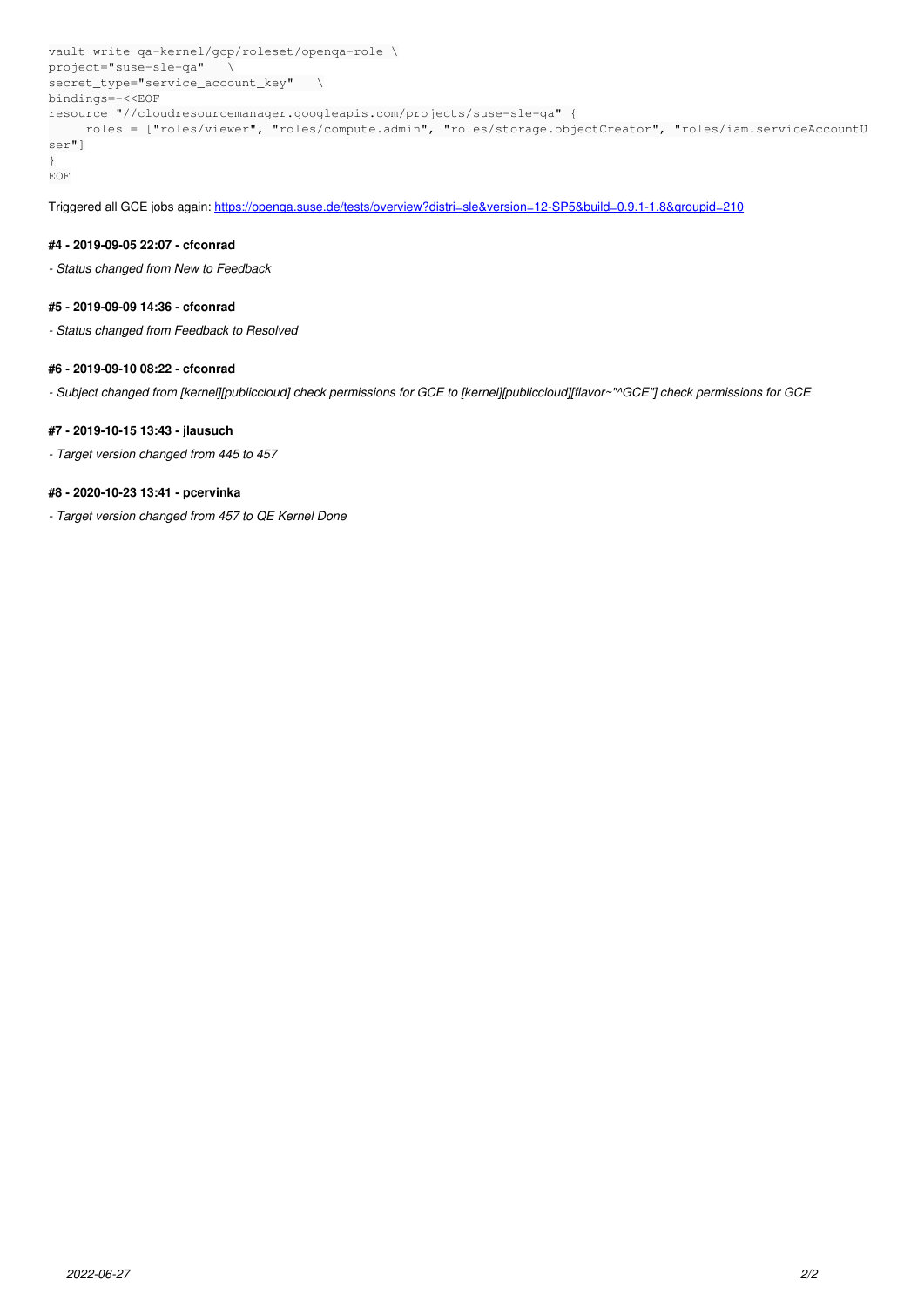```
vault write qa-kernel/gcp/roleset/openqa-role \
project="suse-sle-qa"   \
secret_type="service_account_key"   \
bindings=-<<EOF
resource "//cloudresourcemanager.googleapis.com/projects/suse-sle-qa" {
     roles = ["roles/viewer", "roles/compute.admin", "roles/storage.objectCreator", "roles/iam.serviceAccountUser"]
}
EOF
```

Triggered all GCE jobs again: https://openqa.suse.de/tests/overview?distri=sle&version=12-SP5&build=0.9.1-1.8&groupid=210

#### #4 - 2019-09-05 22:07 - cfconrad

*- Status changed from New to Feedback*

#### #5 - 2019-09-09 14:36 - cfconrad

*- Status changed from Feedback to Resolved*

#### #6 - 2019-09-10 08:22 - cfconrad

*- Subject changed from [kernel][publiccloud] check permissions for GCE to [kernel][publiccloud][flavor~"^GCE"] check permissions for GCE*

#### #7 - 2019-10-15 13:43 - jlausuch

*- Target version changed from 445 to 457*

#### #8 - 2020-10-23 13:41 - pcervinka

*- Target version changed from 457 to QE Kernel Done*